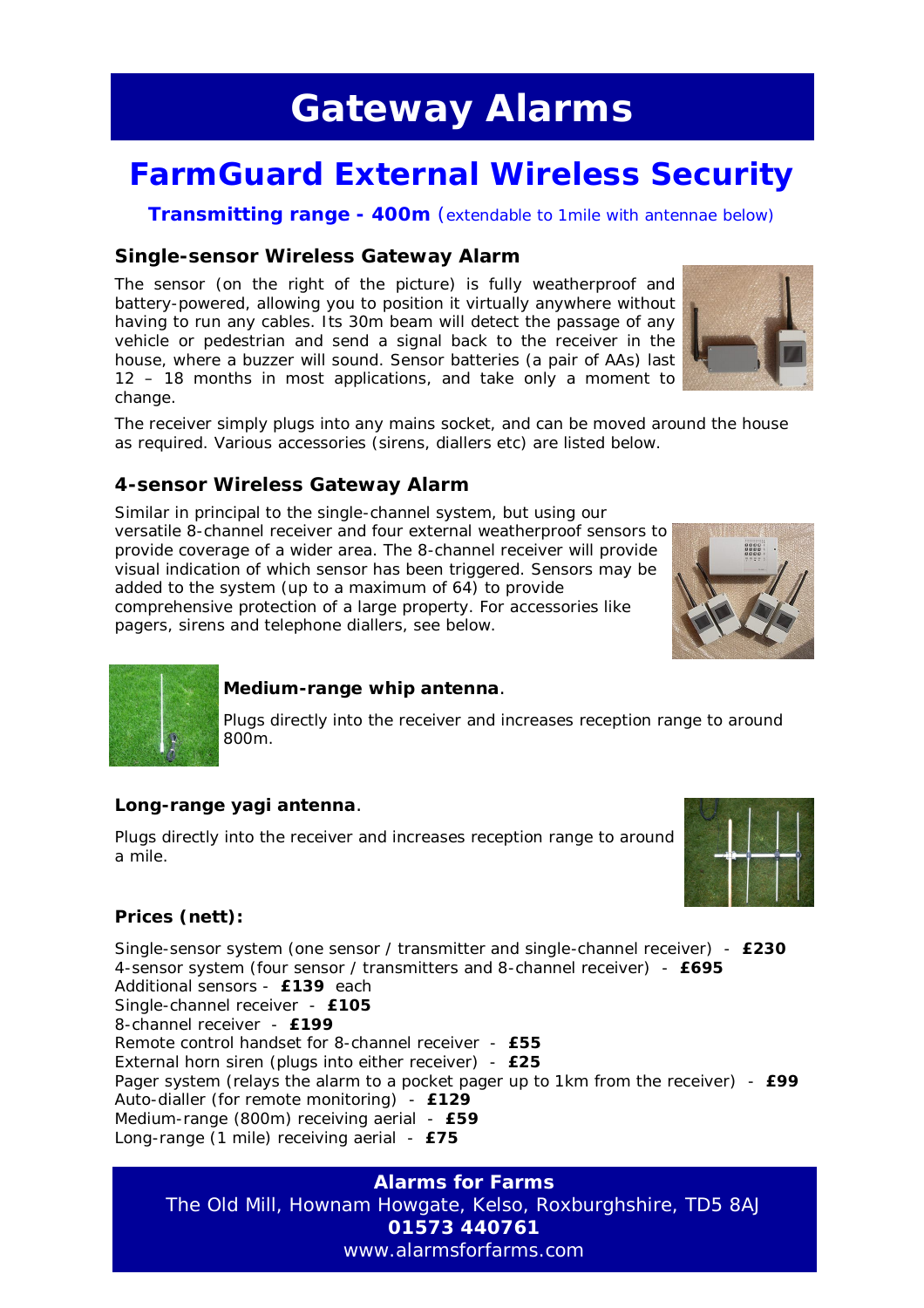# Gateway Alarms

## FarmGuard External Wireless Security

**Transmitting range - 400m** (extendable to 1mile with antennae below)

### Single-sensor Wireless Gateway Alarm

The sensor (on the right of the picture) is fully weatherproof and battery-powered, allowing you to position it virtually anywhere without having to run any cables. Its 30m beam will detect the passage of any vehicle or pedestrian and send a signal back to the receiver in the house, where a buzzer will sound. Sensor batteries (a pair of AAs) last 12 – 18 months in most applications, and take only a moment to change.

The receiver simply plugs into any mains socket, and can be moved around the house as required. Various accessories (sirens, diallers etc) are listed below.

### 4-sensor Wireless Gateway Alarm

Similar in principal to the single-channel system, but using our versatile 8-channel receiver and four external weatherproof sensors to provide coverage of a wider area. The 8-channel receiver will provide visual indication of which sensor has been triggered. Sensors may be added to the system (up to a maximum of 64) to provide comprehensive protection of a large property. For accessories like pagers, sirens and telephone diallers, see below.

**Medium-range whip antenna**.

Plugs directly into the receiver and increases reception range to around 800m.

**Long-range yagi antenna**.

Plugs directly into the receiver and increases reception range to around a mile.

### Prices (nett):

Single-sensor system (one sensor / transmitter and single-channel receiver) - **£230**
4-sensor system (four sensor / transmitters and 8-channel receiver) - **£695**
Additional sensors - **£139** each
Single-channel receiver - **£105**
8-channel receiver - **£199**
Remote control handset for 8-channel receiver - **£55**
External horn siren (plugs into either receiver) - **£25**
Pager system (relays the alarm to a pocket pager up to 1km from the receiver) - **£99**
Auto-dialler (for remote monitoring) - **£129**
Medium-range (800m) receiving aerial - **£59**
Long-range (1 mile) receiving aerial - **£75**

**Alarms for Farms**
The Old Mill, Hownam Howgate, Kelso, Roxburghshire, TD5 8AJ
**01573 440761**
www.alarmsforfarms.com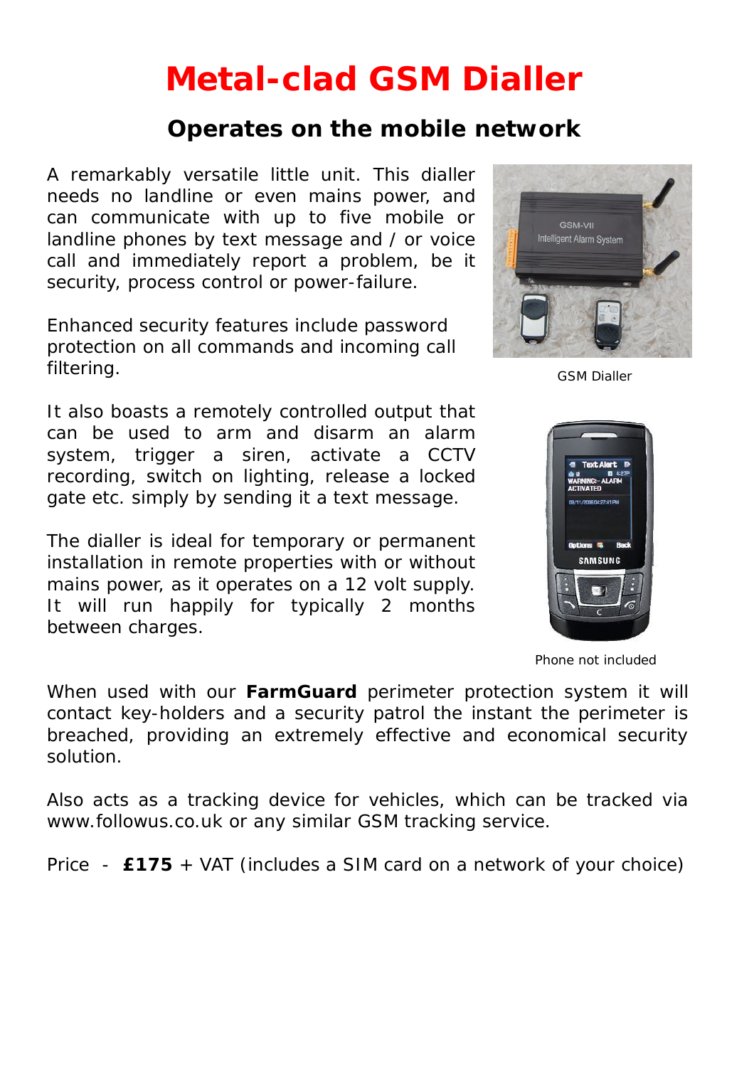# Metal-clad GSM Dialler

## Operates on the mobile network

A remarkably versatile little unit. This dialler needs no landline or even mains power, and can communicate with up to five mobile or landline phones by text message and / or voice call and immediately report a problem, be it security, process control or power-failure.

Enhanced security features include password protection on all commands and incoming call filtering.

GSM Dialler

It also boasts a remotely controlled output that can be used to arm and disarm an alarm system, trigger a siren, activate a CCTV recording, switch on lighting, release a locked gate etc. simply by sending it a text message.

The dialler is ideal for temporary or permanent installation in remote properties with or without mains power, as it operates on a 12 volt supply. It will run happily for typically 2 months between charges.

Phone not included

When used with our **FarmGuard** perimeter protection system it will contact key-holders and a security patrol the instant the perimeter is breached, providing an extremely effective and economical security solution.

Also acts as a tracking device for vehicles, which can be tracked via www.followus.co.uk or any similar GSM tracking service.

Price - **£175** + VAT (includes a SIM card on a network of your choice)